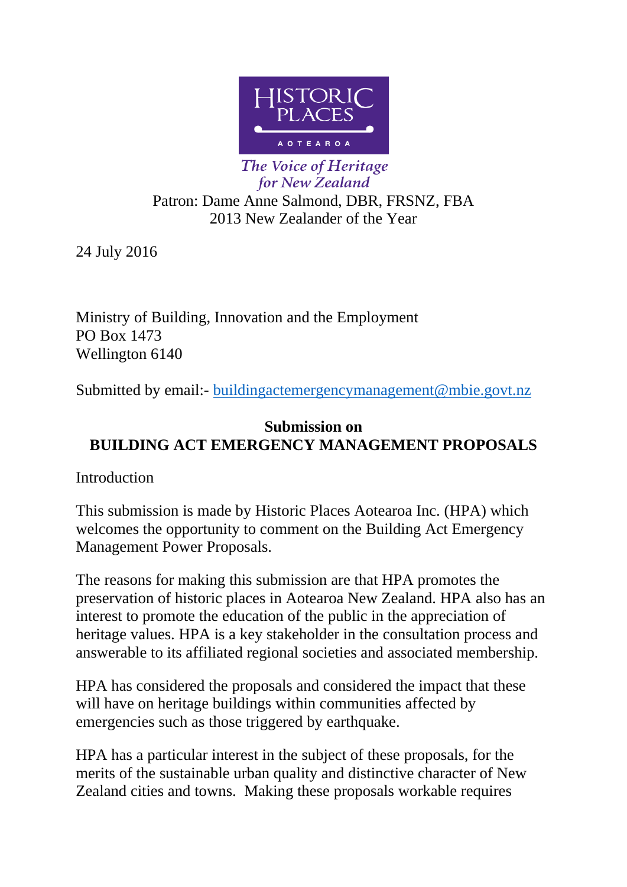HISTORIC PLACES AOTEAROA

*The Voice of Heritage for New Zealand*

Patron: Dame Anne Salmond, DBR, FRSNZ, FBA
2013 New Zealander of the Year

24 July 2016

Ministry of Building, Innovation and the Employment
PO Box 1473
Wellington 6140

Submitted by email:- buildingactemergencymanagement@mbie.govt.nz

**Submission on**
**BUILDING ACT EMERGENCY MANAGEMENT PROPOSALS**

Introduction

This submission is made by Historic Places Aotearoa Inc. (HPA) which welcomes the opportunity to comment on the Building Act Emergency Management Power Proposals.

The reasons for making this submission are that HPA promotes the preservation of historic places in Aotearoa New Zealand. HPA also has an interest to promote the education of the public in the appreciation of heritage values. HPA is a key stakeholder in the consultation process and answerable to its affiliated regional societies and associated membership.

HPA has considered the proposals and considered the impact that these will have on heritage buildings within communities affected by emergencies such as those triggered by earthquake.

HPA has a particular interest in the subject of these proposals, for the merits of the sustainable urban quality and distinctive character of New Zealand cities and towns. Making these proposals workable requires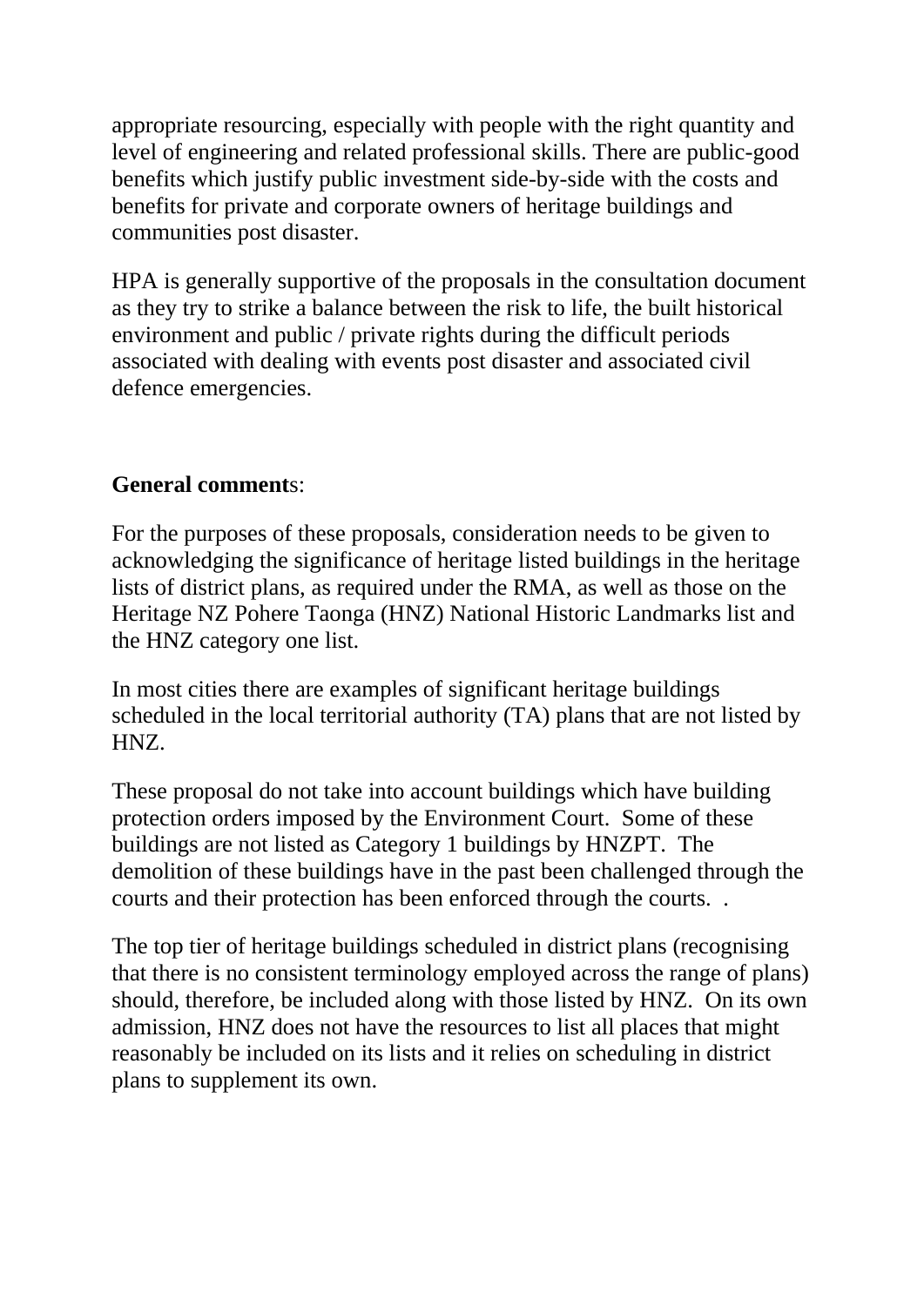appropriate resourcing, especially with people with the right quantity and level of engineering and related professional skills. There are public-good benefits which justify public investment side-by-side with the costs and benefits for private and corporate owners of heritage buildings and communities post disaster.

HPA is generally supportive of the proposals in the consultation document as they try to strike a balance between the risk to life, the built historical environment and public / private rights during the difficult periods associated with dealing with events post disaster and associated civil defence emergencies.

**General comments**:

For the purposes of these proposals, consideration needs to be given to acknowledging the significance of heritage listed buildings in the heritage lists of district plans, as required under the RMA, as well as those on the Heritage NZ Pohere Taonga (HNZ) National Historic Landmarks list and the HNZ category one list.

In most cities there are examples of significant heritage buildings scheduled in the local territorial authority (TA) plans that are not listed by HNZ.

These proposal do not take into account buildings which have building protection orders imposed by the Environment Court. Some of these buildings are not listed as Category 1 buildings by HNZPT. The demolition of these buildings have in the past been challenged through the courts and their protection has been enforced through the courts. .

The top tier of heritage buildings scheduled in district plans (recognising that there is no consistent terminology employed across the range of plans) should, therefore, be included along with those listed by HNZ. On its own admission, HNZ does not have the resources to list all places that might reasonably be included on its lists and it relies on scheduling in district plans to supplement its own.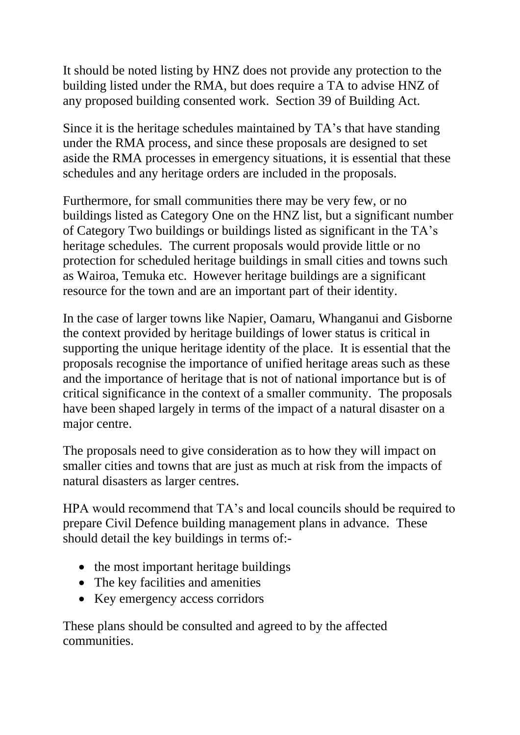It should be noted listing by HNZ does not provide any protection to the building listed under the RMA, but does require a TA to advise HNZ of any proposed building consented work.  Section 39 of Building Act.

Since it is the heritage schedules maintained by TA's that have standing under the RMA process, and since these proposals are designed to set aside the RMA processes in emergency situations, it is essential that these schedules and any heritage orders are included in the proposals.

Furthermore, for small communities there may be very few, or no buildings listed as Category One on the HNZ list, but a significant number of Category Two buildings or buildings listed as significant in the TA's heritage schedules.  The current proposals would provide little or no protection for scheduled heritage buildings in small cities and towns such as Wairoa, Temuka etc.  However heritage buildings are a significant resource for the town and are an important part of their identity.

In the case of larger towns like Napier, Oamaru, Whanganui and Gisborne the context provided by heritage buildings of lower status is critical in supporting the unique heritage identity of the place.  It is essential that the proposals recognise the importance of unified heritage areas such as these and the importance of heritage that is not of national importance but is of critical significance in the context of a smaller community.  The proposals have been shaped largely in terms of the impact of a natural disaster on a major centre.

The proposals need to give consideration as to how they will impact on smaller cities and towns that are just as much at risk from the impacts of natural disasters as larger centres.

HPA would recommend that TA's and local councils should be required to prepare Civil Defence building management plans in advance.  These should detail the key buildings in terms of:-

- the most important heritage buildings
- The key facilities and amenities
- Key emergency access corridors

These plans should be consulted and agreed to by the affected communities.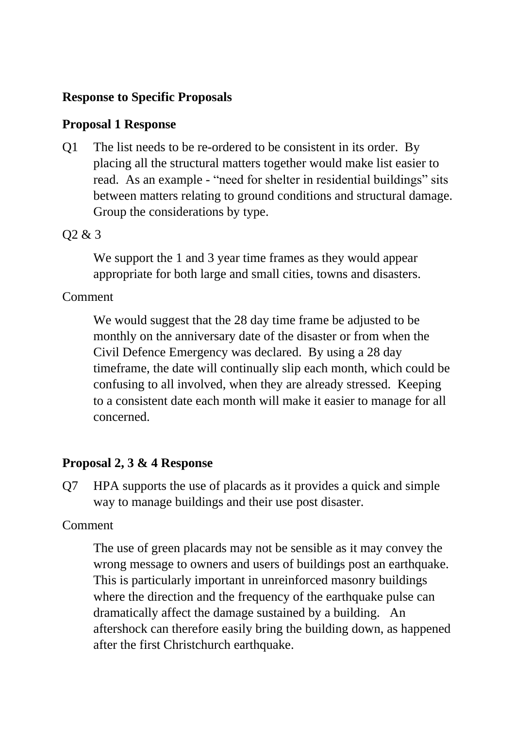**Response to Specific Proposals**

**Proposal 1 Response**

Q1 The list needs to be re-ordered to be consistent in its order. By placing all the structural matters together would make list easier to read. As an example - "need for shelter in residential buildings" sits between matters relating to ground conditions and structural damage. Group the considerations by type.

Q2 & 3

We support the 1 and 3 year time frames as they would appear appropriate for both large and small cities, towns and disasters.

Comment

We would suggest that the 28 day time frame be adjusted to be monthly on the anniversary date of the disaster or from when the Civil Defence Emergency was declared. By using a 28 day timeframe, the date will continually slip each month, which could be confusing to all involved, when they are already stressed. Keeping to a consistent date each month will make it easier to manage for all concerned.

**Proposal 2, 3 & 4 Response**

Q7 HPA supports the use of placards as it provides a quick and simple way to manage buildings and their use post disaster.

Comment

The use of green placards may not be sensible as it may convey the wrong message to owners and users of buildings post an earthquake. This is particularly important in unreinforced masonry buildings where the direction and the frequency of the earthquake pulse can dramatically affect the damage sustained by a building. An aftershock can therefore easily bring the building down, as happened after the first Christchurch earthquake.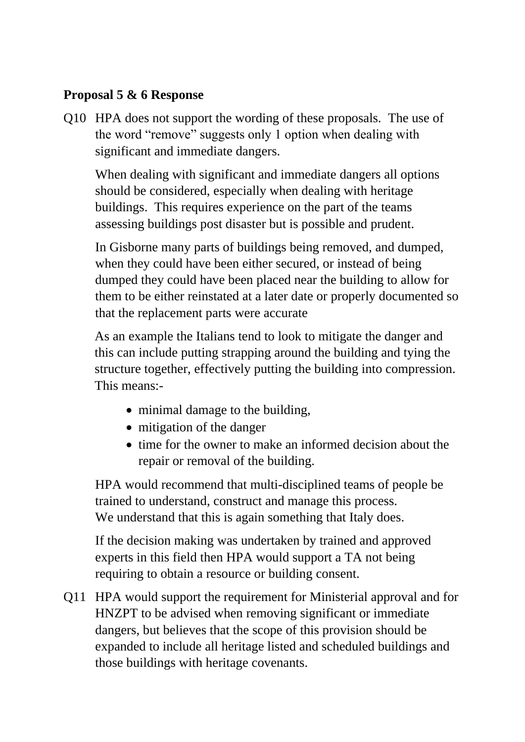**Proposal 5 & 6 Response**

Q10 HPA does not support the wording of these proposals. The use of the word "remove" suggests only 1 option when dealing with significant and immediate dangers.

When dealing with significant and immediate dangers all options should be considered, especially when dealing with heritage buildings. This requires experience on the part of the teams assessing buildings post disaster but is possible and prudent.

In Gisborne many parts of buildings being removed, and dumped, when they could have been either secured, or instead of being dumped they could have been placed near the building to allow for them to be either reinstated at a later date or properly documented so that the replacement parts were accurate

As an example the Italians tend to look to mitigate the danger and this can include putting strapping around the building and tying the structure together, effectively putting the building into compression. This means:-

- minimal damage to the building,
- mitigation of the danger
- time for the owner to make an informed decision about the repair or removal of the building.

HPA would recommend that multi-disciplined teams of people be trained to understand, construct and manage this process.
We understand that this is again something that Italy does.

If the decision making was undertaken by trained and approved experts in this field then HPA would support a TA not being requiring to obtain a resource or building consent.

Q11 HPA would support the requirement for Ministerial approval and for HNZPT to be advised when removing significant or immediate dangers, but believes that the scope of this provision should be expanded to include all heritage listed and scheduled buildings and those buildings with heritage covenants.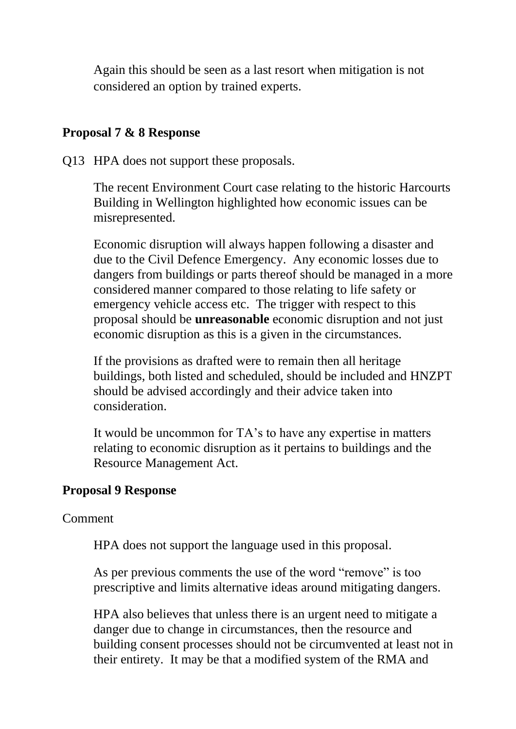Again this should be seen as a last resort when mitigation is not considered an option by trained experts.

**Proposal 7 & 8 Response**

Q13 HPA does not support these proposals.

The recent Environment Court case relating to the historic Harcourts Building in Wellington highlighted how economic issues can be misrepresented.

Economic disruption will always happen following a disaster and due to the Civil Defence Emergency. Any economic losses due to dangers from buildings or parts thereof should be managed in a more considered manner compared to those relating to life safety or emergency vehicle access etc. The trigger with respect to this proposal should be **unreasonable** economic disruption and not just economic disruption as this is a given in the circumstances.

If the provisions as drafted were to remain then all heritage buildings, both listed and scheduled, should be included and HNZPT should be advised accordingly and their advice taken into consideration.

It would be uncommon for TA's to have any expertise in matters relating to economic disruption as it pertains to buildings and the Resource Management Act.

**Proposal 9 Response**

Comment

HPA does not support the language used in this proposal.

As per previous comments the use of the word "remove" is too prescriptive and limits alternative ideas around mitigating dangers.

HPA also believes that unless there is an urgent need to mitigate a danger due to change in circumstances, then the resource and building consent processes should not be circumvented at least not in their entirety. It may be that a modified system of the RMA and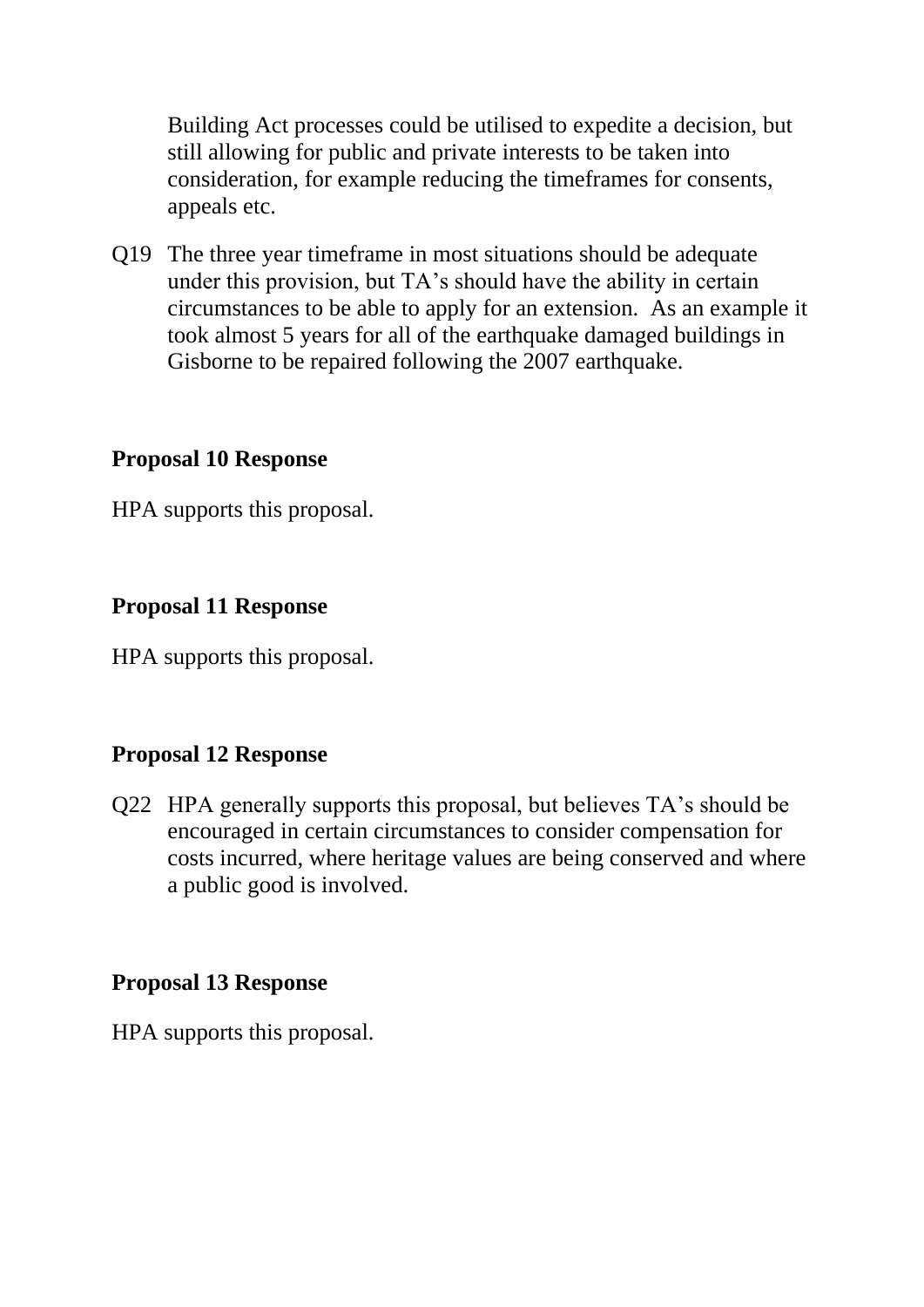Building Act processes could be utilised to expedite a decision, but still allowing for public and private interests to be taken into consideration, for example reducing the timeframes for consents, appeals etc.

Q19 The three year timeframe in most situations should be adequate under this provision, but TA's should have the ability in certain circumstances to be able to apply for an extension. As an example it took almost 5 years for all of the earthquake damaged buildings in Gisborne to be repaired following the 2007 earthquake.

**Proposal 10 Response**

HPA supports this proposal.

**Proposal 11 Response**

HPA supports this proposal.

**Proposal 12 Response**

Q22 HPA generally supports this proposal, but believes TA's should be encouraged in certain circumstances to consider compensation for costs incurred, where heritage values are being conserved and where a public good is involved.

**Proposal 13 Response**

HPA supports this proposal.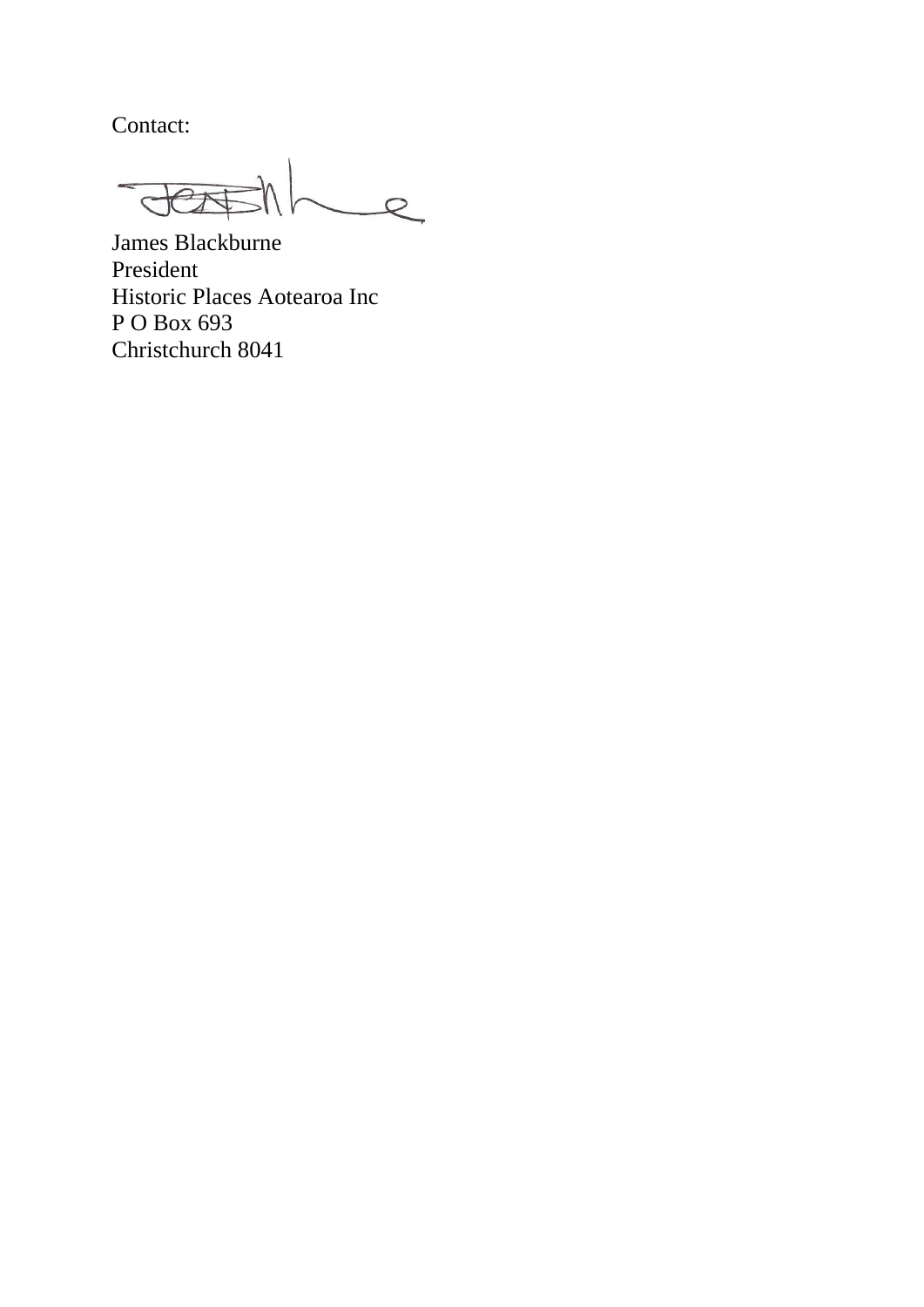Contact:

James Blackburne
President
Historic Places Aotearoa Inc
P O Box 693
Christchurch 8041